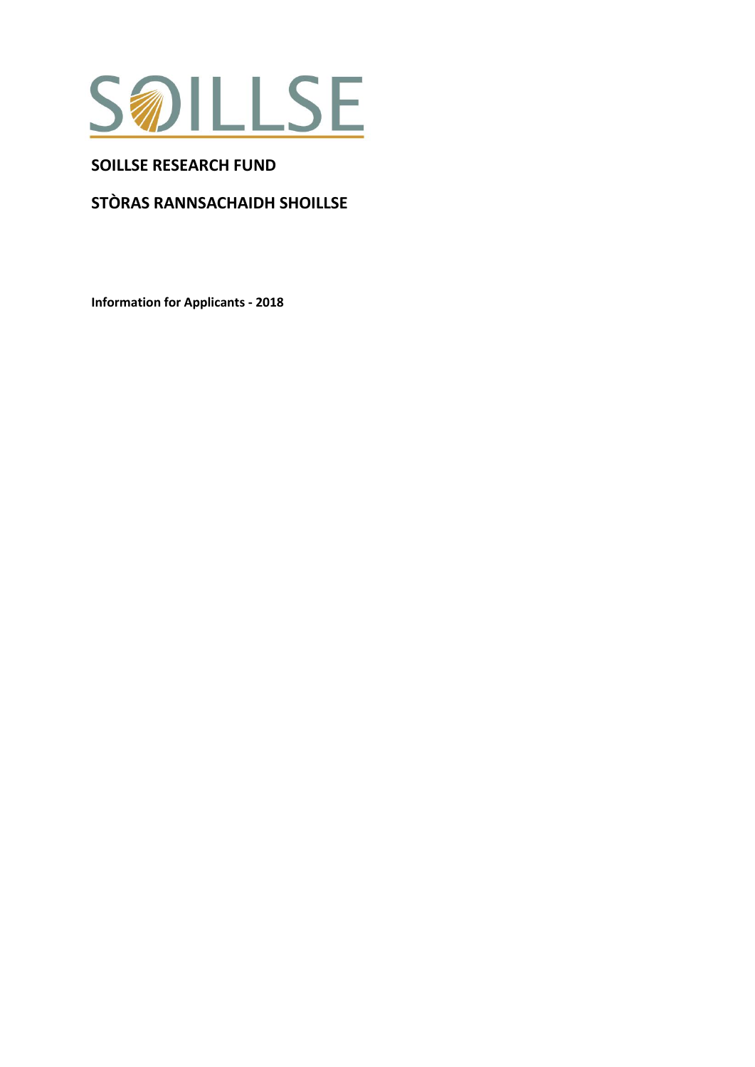SOILLSE

# SOILLSE RESEARCH FUND

# STÒRAS RANNSACHAIDH SHOILLSE

**Information for Applicants - 2018**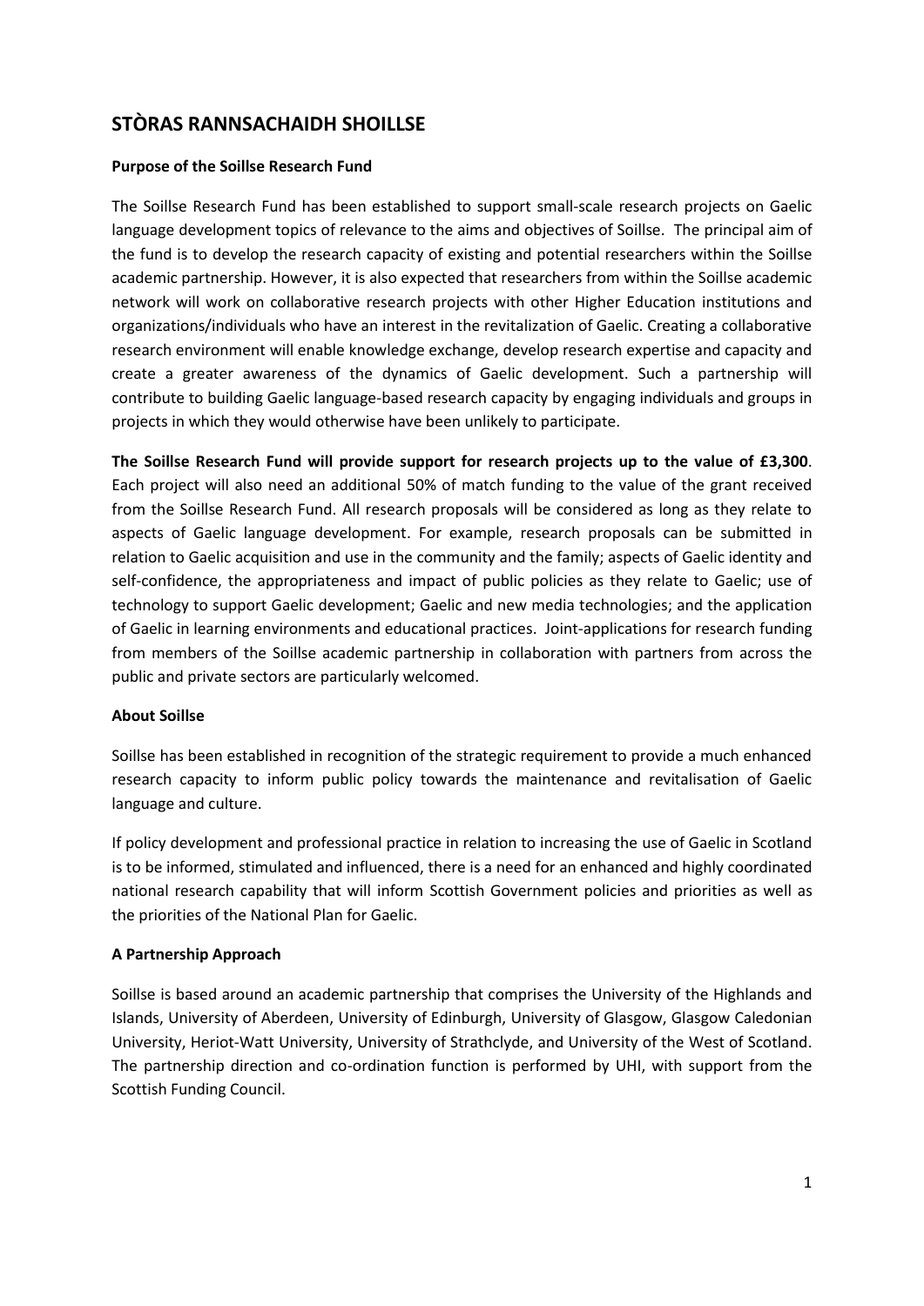# STÒRAS RANNSACHAIDH SHOILLSE

**Purpose of the Soillse Research Fund**

The Soillse Research Fund has been established to support small-scale research projects on Gaelic language development topics of relevance to the aims and objectives of Soillse. The principal aim of the fund is to develop the research capacity of existing and potential researchers within the Soillse academic partnership. However, it is also expected that researchers from within the Soillse academic network will work on collaborative research projects with other Higher Education institutions and organizations/individuals who have an interest in the revitalization of Gaelic. Creating a collaborative research environment will enable knowledge exchange, develop research expertise and capacity and create a greater awareness of the dynamics of Gaelic development. Such a partnership will contribute to building Gaelic language-based research capacity by engaging individuals and groups in projects in which they would otherwise have been unlikely to participate.

**The Soillse Research Fund will provide support for research projects up to the value of £3,300**. Each project will also need an additional 50% of match funding to the value of the grant received from the Soillse Research Fund. All research proposals will be considered as long as they relate to aspects of Gaelic language development. For example, research proposals can be submitted in relation to Gaelic acquisition and use in the community and the family; aspects of Gaelic identity and self-confidence, the appropriateness and impact of public policies as they relate to Gaelic; use of technology to support Gaelic development; Gaelic and new media technologies; and the application of Gaelic in learning environments and educational practices. Joint-applications for research funding from members of the Soillse academic partnership in collaboration with partners from across the public and private sectors are particularly welcomed.

**About Soillse**

Soillse has been established in recognition of the strategic requirement to provide a much enhanced research capacity to inform public policy towards the maintenance and revitalisation of Gaelic language and culture.

If policy development and professional practice in relation to increasing the use of Gaelic in Scotland is to be informed, stimulated and influenced, there is a need for an enhanced and highly coordinated national research capability that will inform Scottish Government policies and priorities as well as the priorities of the National Plan for Gaelic.

**A Partnership Approach**

Soillse is based around an academic partnership that comprises the University of the Highlands and Islands, University of Aberdeen, University of Edinburgh, University of Glasgow, Glasgow Caledonian University, Heriot-Watt University, University of Strathclyde, and University of the West of Scotland. The partnership direction and co-ordination function is performed by UHI, with support from the Scottish Funding Council.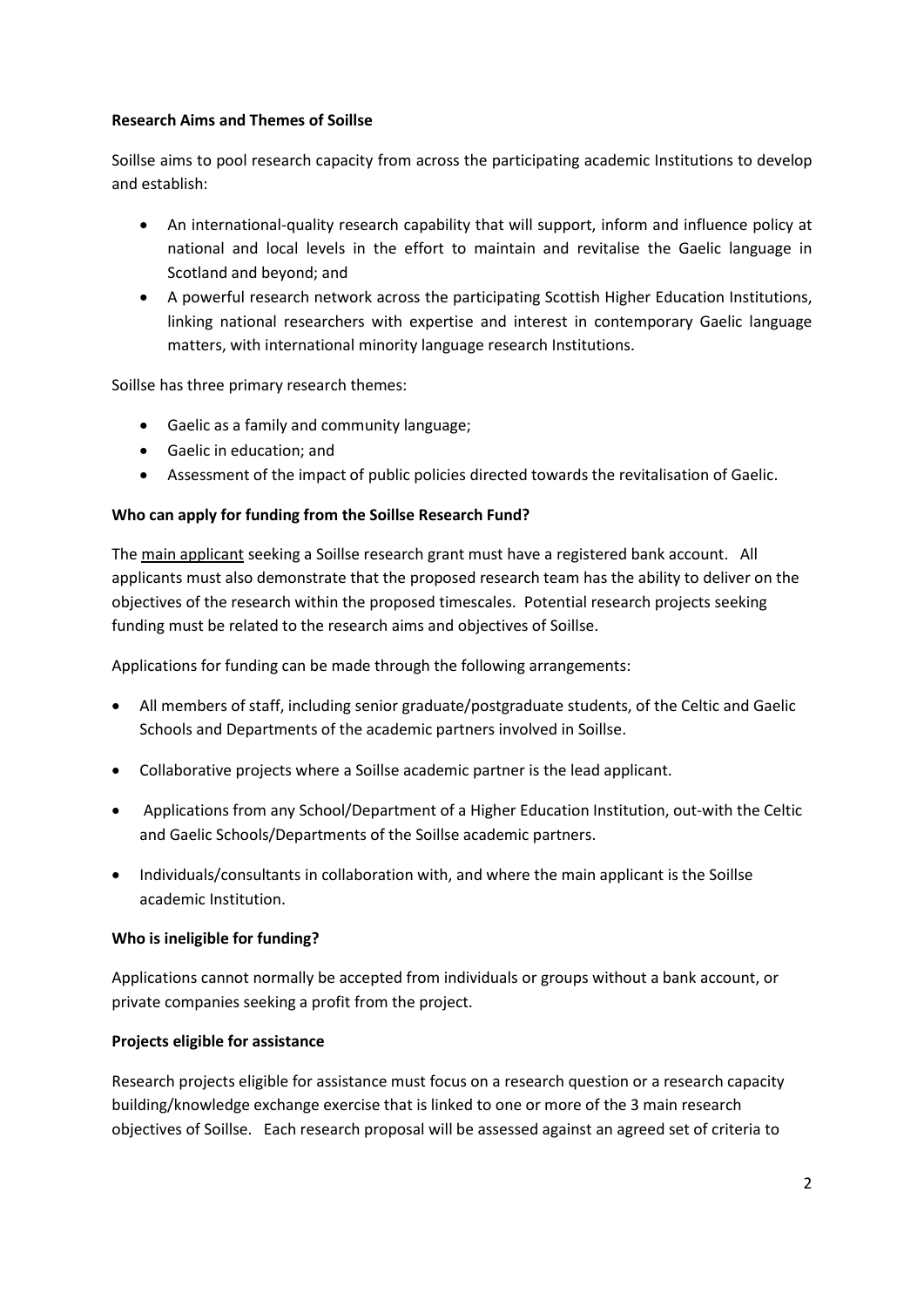**Research Aims and Themes of Soillse**

Soillse aims to pool research capacity from across the participating academic Institutions to develop and establish:

- An international-quality research capability that will support, inform and influence policy at national and local levels in the effort to maintain and revitalise the Gaelic language in Scotland and beyond; and
- A powerful research network across the participating Scottish Higher Education Institutions, linking national researchers with expertise and interest in contemporary Gaelic language matters, with international minority language research Institutions.

Soillse has three primary research themes:

- Gaelic as a family and community language;
- Gaelic in education; and
- Assessment of the impact of public policies directed towards the revitalisation of Gaelic.

**Who can apply for funding from the Soillse Research Fund?**

The main applicant seeking a Soillse research grant must have a registered bank account. All applicants must also demonstrate that the proposed research team has the ability to deliver on the objectives of the research within the proposed timescales. Potential research projects seeking funding must be related to the research aims and objectives of Soillse.

Applications for funding can be made through the following arrangements:

- All members of staff, including senior graduate/postgraduate students, of the Celtic and Gaelic Schools and Departments of the academic partners involved in Soillse.
- Collaborative projects where a Soillse academic partner is the lead applicant.
- Applications from any School/Department of a Higher Education Institution, out-with the Celtic and Gaelic Schools/Departments of the Soillse academic partners.
- Individuals/consultants in collaboration with, and where the main applicant is the Soillse academic Institution.

**Who is ineligible for funding?**

Applications cannot normally be accepted from individuals or groups without a bank account, or private companies seeking a profit from the project.

**Projects eligible for assistance**

Research projects eligible for assistance must focus on a research question or a research capacity building/knowledge exchange exercise that is linked to one or more of the 3 main research objectives of Soillse. Each research proposal will be assessed against an agreed set of criteria to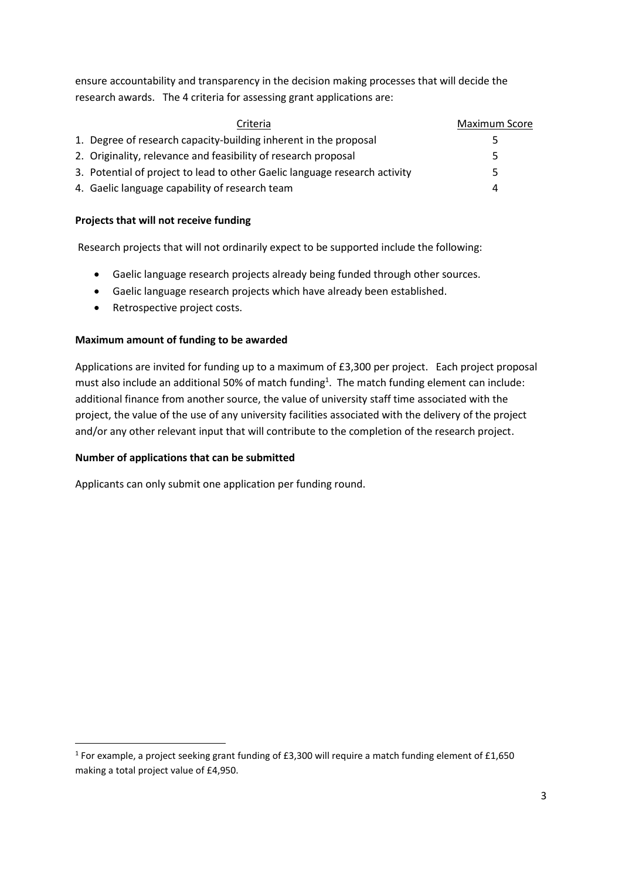ensure accountability and transparency in the decision making processes that will decide the research awards. The 4 criteria for assessing grant applications are:

| Criteria | Maximum Score |
|---|---|
| 1. Degree of research capacity-building inherent in the proposal | 5 |
| 2. Originality, relevance and feasibility of research proposal | 5 |
| 3. Potential of project to lead to other Gaelic language research activity | 5 |
| 4. Gaelic language capability of research team | 4 |

**Projects that will not receive funding**

Research projects that will not ordinarily expect to be supported include the following:

- Gaelic language research projects already being funded through other sources.
- Gaelic language research projects which have already been established.
- Retrospective project costs.

**Maximum amount of funding to be awarded**

Applications are invited for funding up to a maximum of £3,300 per project. Each project proposal must also include an additional 50% of match funding[1]. The match funding element can include: additional finance from another source, the value of university staff time associated with the project, the value of the use of any university facilities associated with the delivery of the project and/or any other relevant input that will contribute to the completion of the research project.

**Number of applications that can be submitted**

Applicants can only submit one application per funding round.

[1] For example, a project seeking grant funding of £3,300 will require a match funding element of £1,650 making a total project value of £4,950.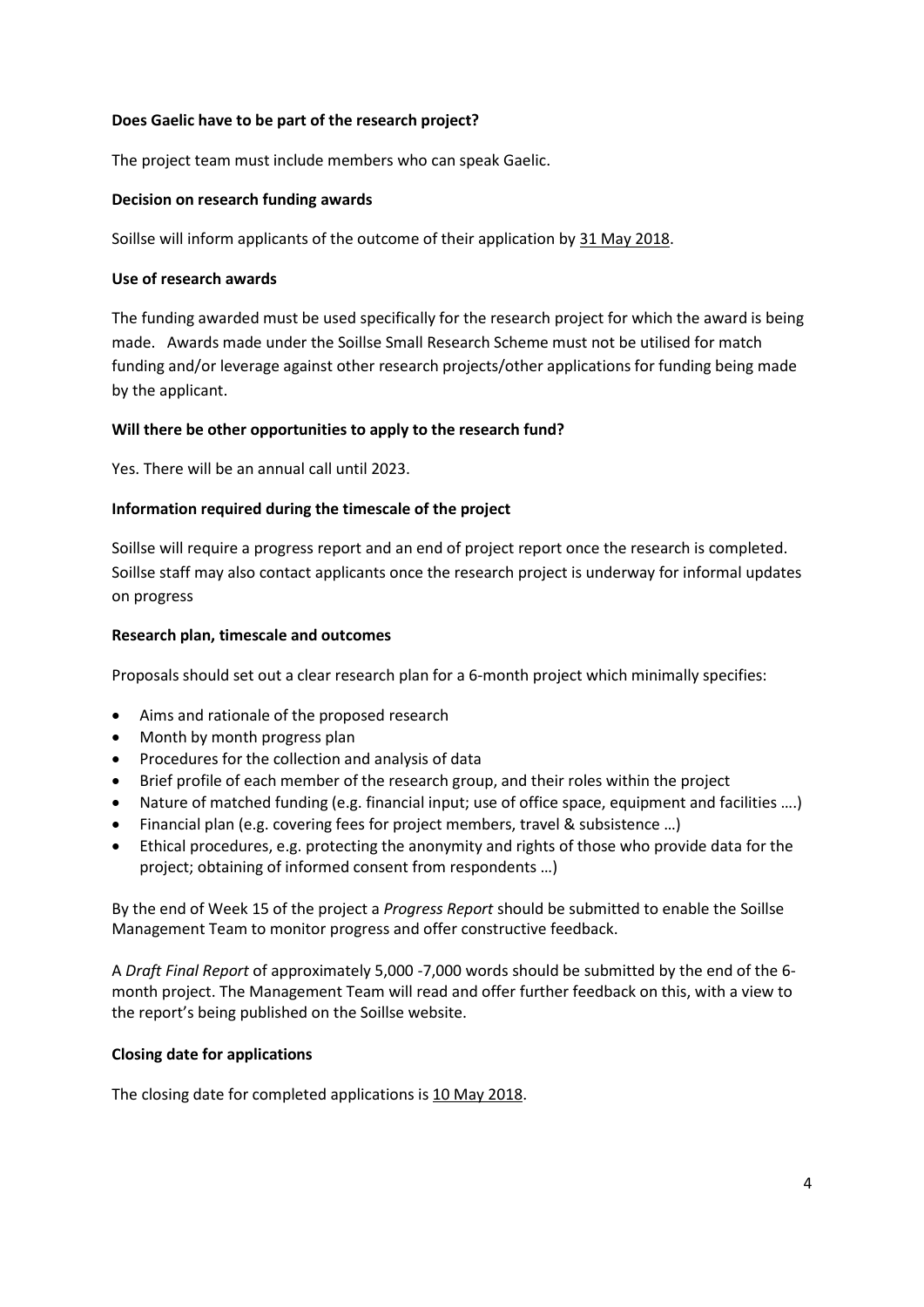**Does Gaelic have to be part of the research project?**

The project team must include members who can speak Gaelic.

**Decision on research funding awards**

Soillse will inform applicants of the outcome of their application by 31 May 2018.

**Use of research awards**

The funding awarded must be used specifically for the research project for which the award is being made. Awards made under the Soillse Small Research Scheme must not be utilised for match funding and/or leverage against other research projects/other applications for funding being made by the applicant.

**Will there be other opportunities to apply to the research fund?**

Yes. There will be an annual call until 2023.

**Information required during the timescale of the project**

Soillse will require a progress report and an end of project report once the research is completed. Soillse staff may also contact applicants once the research project is underway for informal updates on progress

**Research plan, timescale and outcomes**

Proposals should set out a clear research plan for a 6-month project which minimally specifies:

- Aims and rationale of the proposed research
- Month by month progress plan
- Procedures for the collection and analysis of data
- Brief profile of each member of the research group, and their roles within the project
- Nature of matched funding (e.g. financial input; use of office space, equipment and facilities ….)
- Financial plan (e.g. covering fees for project members, travel & subsistence …)
- Ethical procedures, e.g. protecting the anonymity and rights of those who provide data for the project; obtaining of informed consent from respondents …)

By the end of Week 15 of the project a *Progress Report* should be submitted to enable the Soillse Management Team to monitor progress and offer constructive feedback.

A *Draft Final Report* of approximately 5,000 -7,000 words should be submitted by the end of the 6-month project. The Management Team will read and offer further feedback on this, with a view to the report's being published on the Soillse website.

**Closing date for applications**

The closing date for completed applications is 10 May 2018.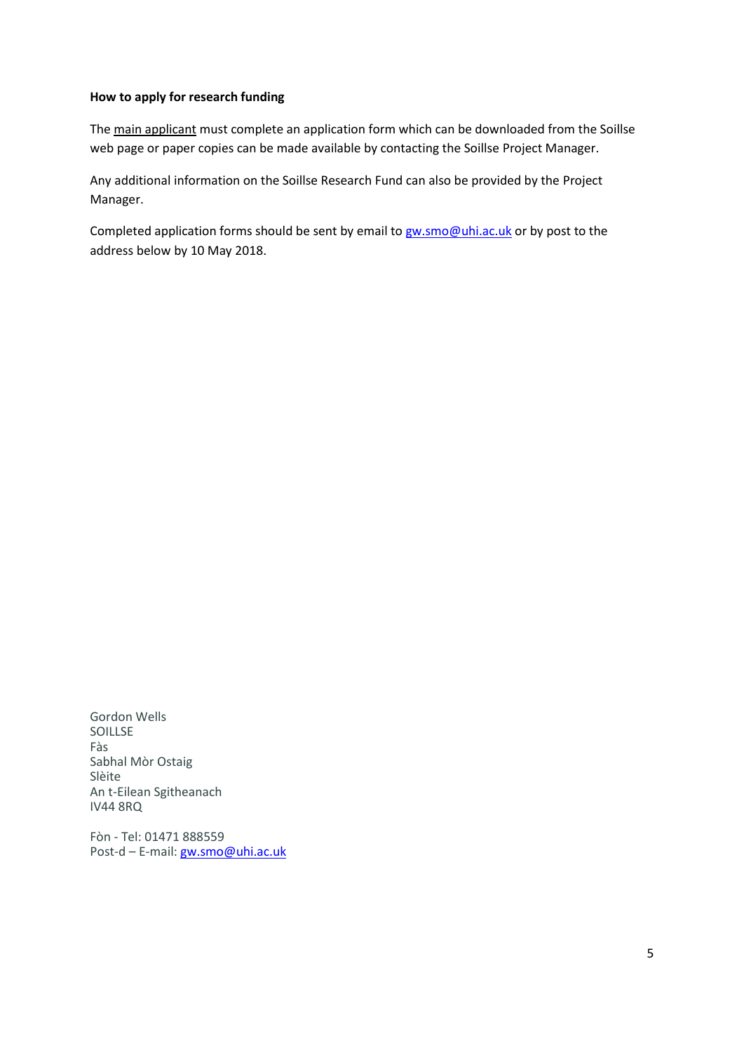**How to apply for research funding**

The main applicant must complete an application form which can be downloaded from the Soillse web page or paper copies can be made available by contacting the Soillse Project Manager.

Any additional information on the Soillse Research Fund can also be provided by the Project Manager.

Completed application forms should be sent by email to gw.smo@uhi.ac.uk or by post to the address below by 10 May 2018.

Gordon Wells
SOILLSE
Fàs
Sabhal Mòr Ostaig
Slèite
An t-Eilean Sgitheanach
IV44 8RQ

Fòn - Tel: 01471 888559
Post-d – E-mail: gw.smo@uhi.ac.uk